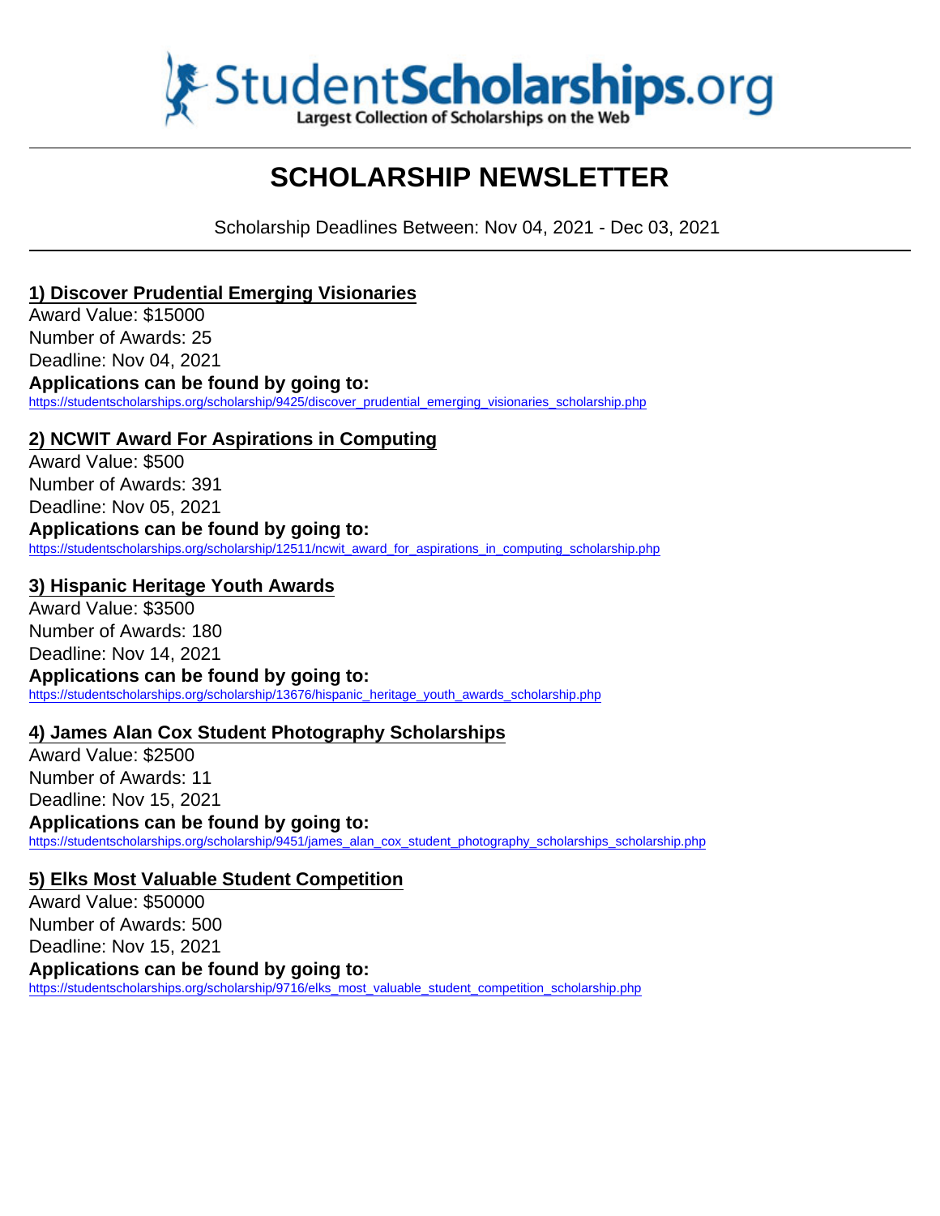StudentScholarships.org
Largest Collection of Scholarships on the Web

# SCHOLARSHIP NEWSLETTER

Scholarship Deadlines Between: Nov 04, 2021 - Dec 03, 2021

## 1) Discover Prudential Emerging Visionaries

Award Value: $15000
Number of Awards: 25
Deadline: Nov 04, 2021
**Applications can be found by going to:**
https://studentscholarships.org/scholarship/9425/discover_prudential_emerging_visionaries_scholarship.php

## 2) NCWIT Award For Aspirations in Computing

Award Value: $500
Number of Awards: 391
Deadline: Nov 05, 2021
**Applications can be found by going to:**
https://studentscholarships.org/scholarship/12511/ncwit_award_for_aspirations_in_computing_scholarship.php

## 3) Hispanic Heritage Youth Awards

Award Value: $3500
Number of Awards: 180
Deadline: Nov 14, 2021
**Applications can be found by going to:**
https://studentscholarships.org/scholarship/13676/hispanic_heritage_youth_awards_scholarship.php

## 4) James Alan Cox Student Photography Scholarships

Award Value: $2500
Number of Awards: 11
Deadline: Nov 15, 2021
**Applications can be found by going to:**
https://studentscholarships.org/scholarship/9451/james_alan_cox_student_photography_scholarships_scholarship.php

## 5) Elks Most Valuable Student Competition

Award Value: $50000
Number of Awards: 500
Deadline: Nov 15, 2021
**Applications can be found by going to:**
https://studentscholarships.org/scholarship/9716/elks_most_valuable_student_competition_scholarship.php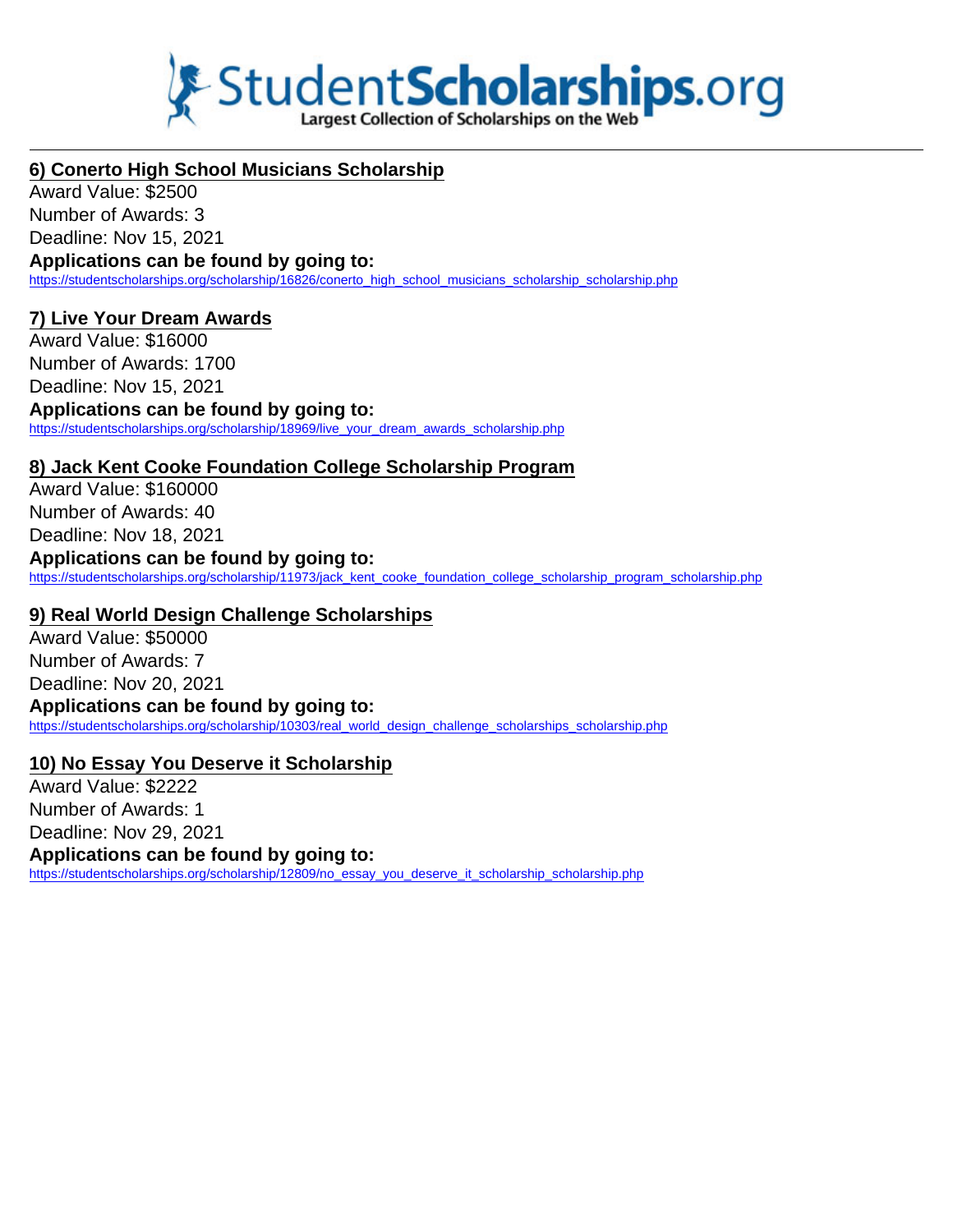### 6) Conerto High School Musicians Scholarship

Award Value: $2500
Number of Awards: 3
Deadline: Nov 15, 2021

**Applications can be found by going to:**
https://studentscholarships.org/scholarship/16826/conerto_high_school_musicians_scholarship_scholarship.php

### 7) Live Your Dream Awards

Award Value: $16000
Number of Awards: 1700
Deadline: Nov 15, 2021

**Applications can be found by going to:**
https://studentscholarships.org/scholarship/18969/live_your_dream_awards_scholarship.php

### 8) Jack Kent Cooke Foundation College Scholarship Program

Award Value: $160000
Number of Awards: 40
Deadline: Nov 18, 2021

**Applications can be found by going to:**
https://studentscholarships.org/scholarship/11973/jack_kent_cooke_foundation_college_scholarship_program_scholarship.php

### 9) Real World Design Challenge Scholarships

Award Value: $50000
Number of Awards: 7
Deadline: Nov 20, 2021

**Applications can be found by going to:**
https://studentscholarships.org/scholarship/10303/real_world_design_challenge_scholarships_scholarship.php

### 10) No Essay You Deserve it Scholarship

Award Value: $2222
Number of Awards: 1
Deadline: Nov 29, 2021

**Applications can be found by going to:**
https://studentscholarships.org/scholarship/12809/no_essay_you_deserve_it_scholarship_scholarship.php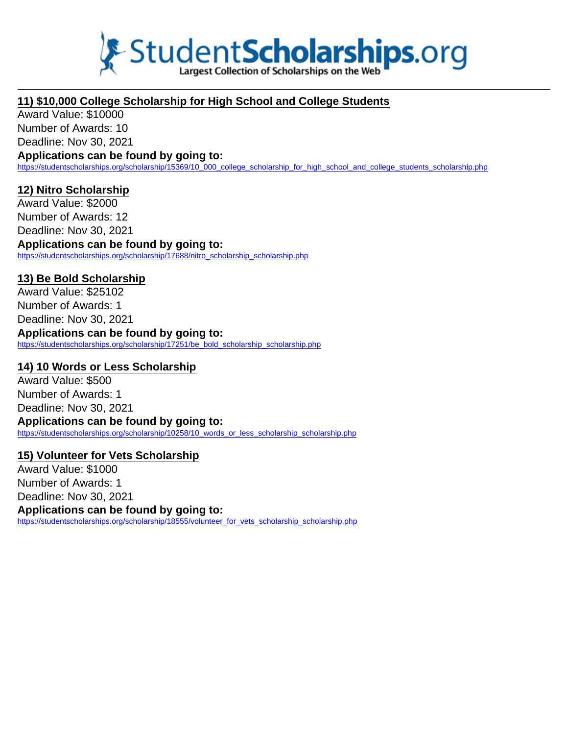## 11) $10,000 College Scholarship for High School and College Students

Award Value: $10000
Number of Awards: 10
Deadline: Nov 30, 2021
**Applications can be found by going to:**
https://studentscholarships.org/scholarship/15369/10_000_college_scholarship_for_high_school_and_college_students_scholarship.php

## 12) Nitro Scholarship

Award Value: $2000
Number of Awards: 12
Deadline: Nov 30, 2021
**Applications can be found by going to:**
https://studentscholarships.org/scholarship/17688/nitro_scholarship_scholarship.php

## 13) Be Bold Scholarship

Award Value: $25102
Number of Awards: 1
Deadline: Nov 30, 2021
**Applications can be found by going to:**
https://studentscholarships.org/scholarship/17251/be_bold_scholarship_scholarship.php

## 14) 10 Words or Less Scholarship

Award Value: $500
Number of Awards: 1
Deadline: Nov 30, 2021
**Applications can be found by going to:**
https://studentscholarships.org/scholarship/10258/10_words_or_less_scholarship_scholarship.php

## 15) Volunteer for Vets Scholarship

Award Value: $1000
Number of Awards: 1
Deadline: Nov 30, 2021
**Applications can be found by going to:**
https://studentscholarships.org/scholarship/18555/volunteer_for_vets_scholarship_scholarship.php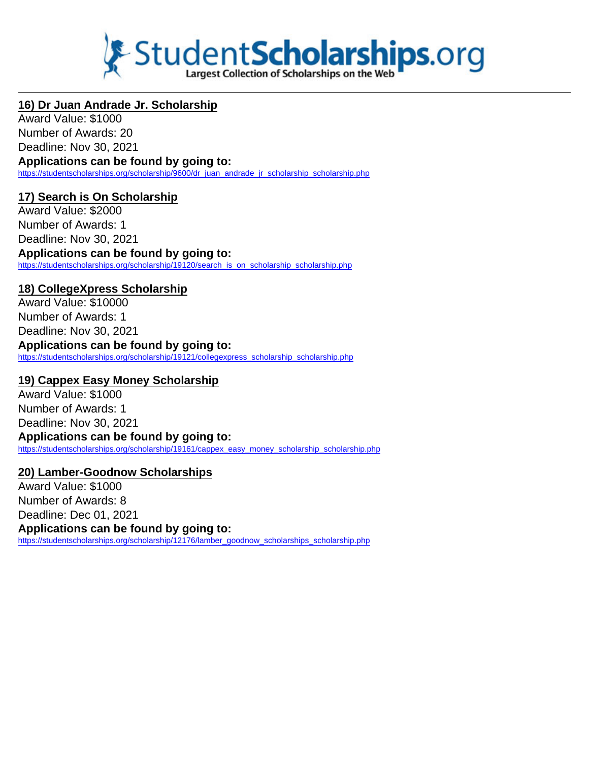## 16) Dr Juan Andrade Jr. Scholarship

Award Value: $1000
Number of Awards: 20
Deadline: Nov 30, 2021
**Applications can be found by going to:**
https://studentscholarships.org/scholarship/9600/dr_juan_andrade_jr_scholarship_scholarship.php

## 17) Search is On Scholarship

Award Value: $2000
Number of Awards: 1
Deadline: Nov 30, 2021
**Applications can be found by going to:**
https://studentscholarships.org/scholarship/19120/search_is_on_scholarship_scholarship.php

## 18) CollegeXpress Scholarship

Award Value: $10000
Number of Awards: 1
Deadline: Nov 30, 2021
**Applications can be found by going to:**
https://studentscholarships.org/scholarship/19121/collegexpress_scholarship_scholarship.php

## 19) Cappex Easy Money Scholarship

Award Value: $1000
Number of Awards: 1
Deadline: Nov 30, 2021
**Applications can be found by going to:**
https://studentscholarships.org/scholarship/19161/cappex_easy_money_scholarship_scholarship.php

## 20) Lamber-Goodnow Scholarships

Award Value: $1000
Number of Awards: 8
Deadline: Dec 01, 2021
**Applications can be found by going to:**
https://studentscholarships.org/scholarship/12176/lamber_goodnow_scholarships_scholarship.php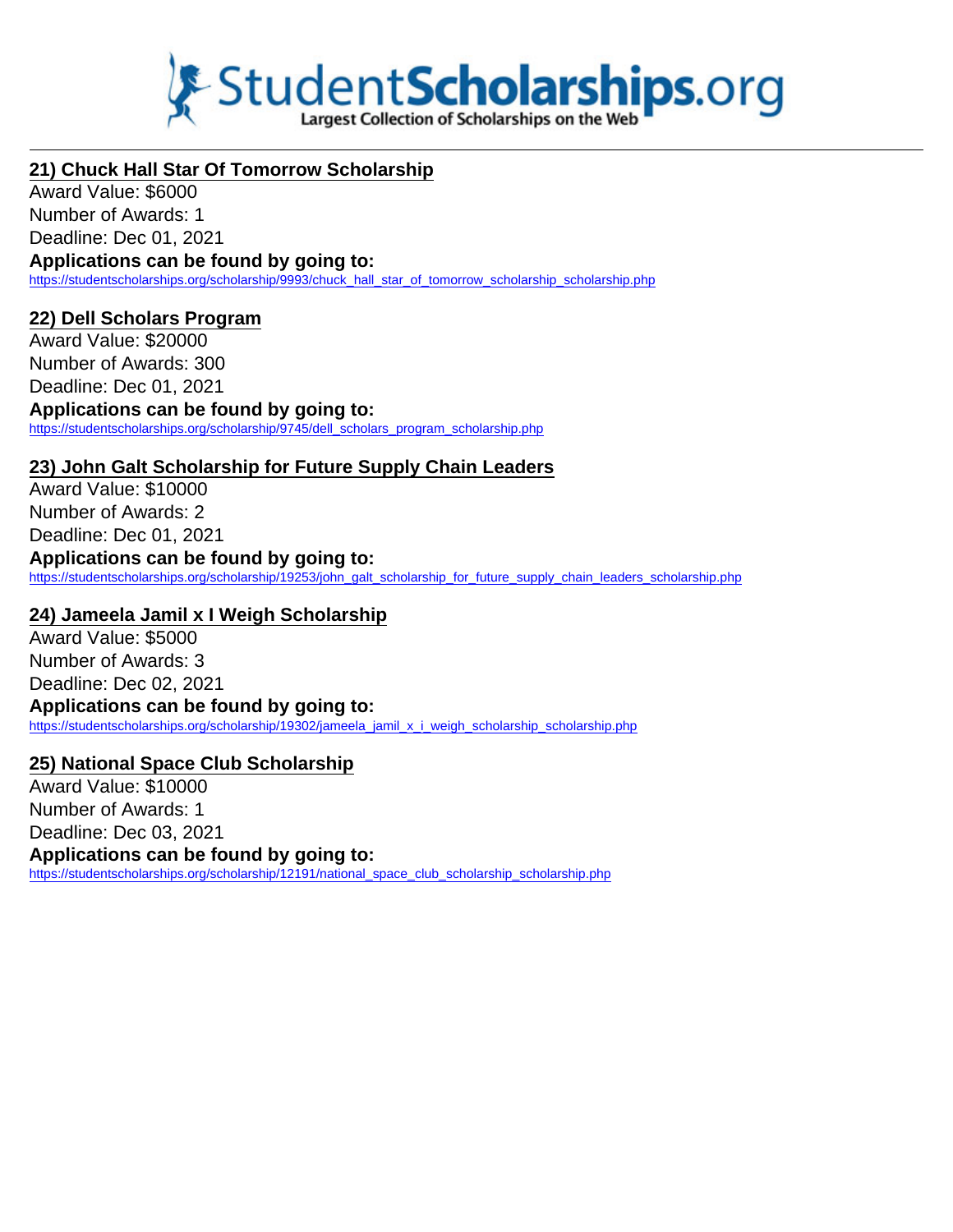## 21) Chuck Hall Star Of Tomorrow Scholarship

Award Value: $6000
Number of Awards: 1
Deadline: Dec 01, 2021
**Applications can be found by going to:**
https://studentscholarships.org/scholarship/9993/chuck_hall_star_of_tomorrow_scholarship_scholarship.php

## 22) Dell Scholars Program

Award Value: $20000
Number of Awards: 300
Deadline: Dec 01, 2021
**Applications can be found by going to:**
https://studentscholarships.org/scholarship/9745/dell_scholars_program_scholarship.php

## 23) John Galt Scholarship for Future Supply Chain Leaders

Award Value: $10000
Number of Awards: 2
Deadline: Dec 01, 2021
**Applications can be found by going to:**
https://studentscholarships.org/scholarship/19253/john_galt_scholarship_for_future_supply_chain_leaders_scholarship.php

## 24) Jameela Jamil x I Weigh Scholarship

Award Value: $5000
Number of Awards: 3
Deadline: Dec 02, 2021
**Applications can be found by going to:**
https://studentscholarships.org/scholarship/19302/jameela_jamil_x_i_weigh_scholarship_scholarship.php

## 25) National Space Club Scholarship

Award Value: $10000
Number of Awards: 1
Deadline: Dec 03, 2021
**Applications can be found by going to:**
https://studentscholarships.org/scholarship/12191/national_space_club_scholarship_scholarship.php